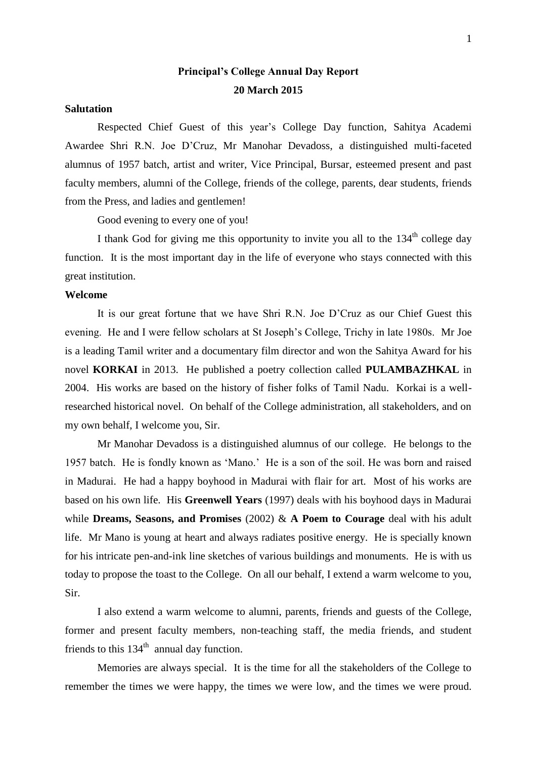# Principal's College Annual Day Report

**20 March 2015**

**Salutation**

Respected Chief Guest of this year's College Day function, Sahitya Academi Awardee Shri R.N. Joe D'Cruz, Mr Manohar Devadoss, a distinguished multi-faceted alumnus of 1957 batch, artist and writer, Vice Principal, Bursar, esteemed present and past faculty members, alumni of the College, friends of the college, parents, dear students, friends from the Press, and ladies and gentlemen!

Good evening to every one of you!

I thank God for giving me this opportunity to invite you all to the 134th college day function. It is the most important day in the life of everyone who stays connected with this great institution.

**Welcome**

It is our great fortune that we have Shri R.N. Joe D'Cruz as our Chief Guest this evening. He and I were fellow scholars at St Joseph's College, Trichy in late 1980s. Mr Joe is a leading Tamil writer and a documentary film director and won the Sahitya Award for his novel **KORKAI** in 2013. He published a poetry collection called **PULAMBAZHKAL** in 2004. His works are based on the history of fisher folks of Tamil Nadu. Korkai is a well-researched historical novel. On behalf of the College administration, all stakeholders, and on my own behalf, I welcome you, Sir.

Mr Manohar Devadoss is a distinguished alumnus of our college. He belongs to the 1957 batch. He is fondly known as 'Mano.' He is a son of the soil. He was born and raised in Madurai. He had a happy boyhood in Madurai with flair for art. Most of his works are based on his own life. His **Greenwell Years** (1997) deals with his boyhood days in Madurai while **Dreams, Seasons, and Promises** (2002) & **A Poem to Courage** deal with his adult life. Mr Mano is young at heart and always radiates positive energy. He is specially known for his intricate pen-and-ink line sketches of various buildings and monuments. He is with us today to propose the toast to the College. On all our behalf, I extend a warm welcome to you, Sir.

I also extend a warm welcome to alumni, parents, friends and guests of the College, former and present faculty members, non-teaching staff, the media friends, and student friends to this 134th annual day function.

Memories are always special. It is the time for all the stakeholders of the College to remember the times we were happy, the times we were low, and the times we were proud.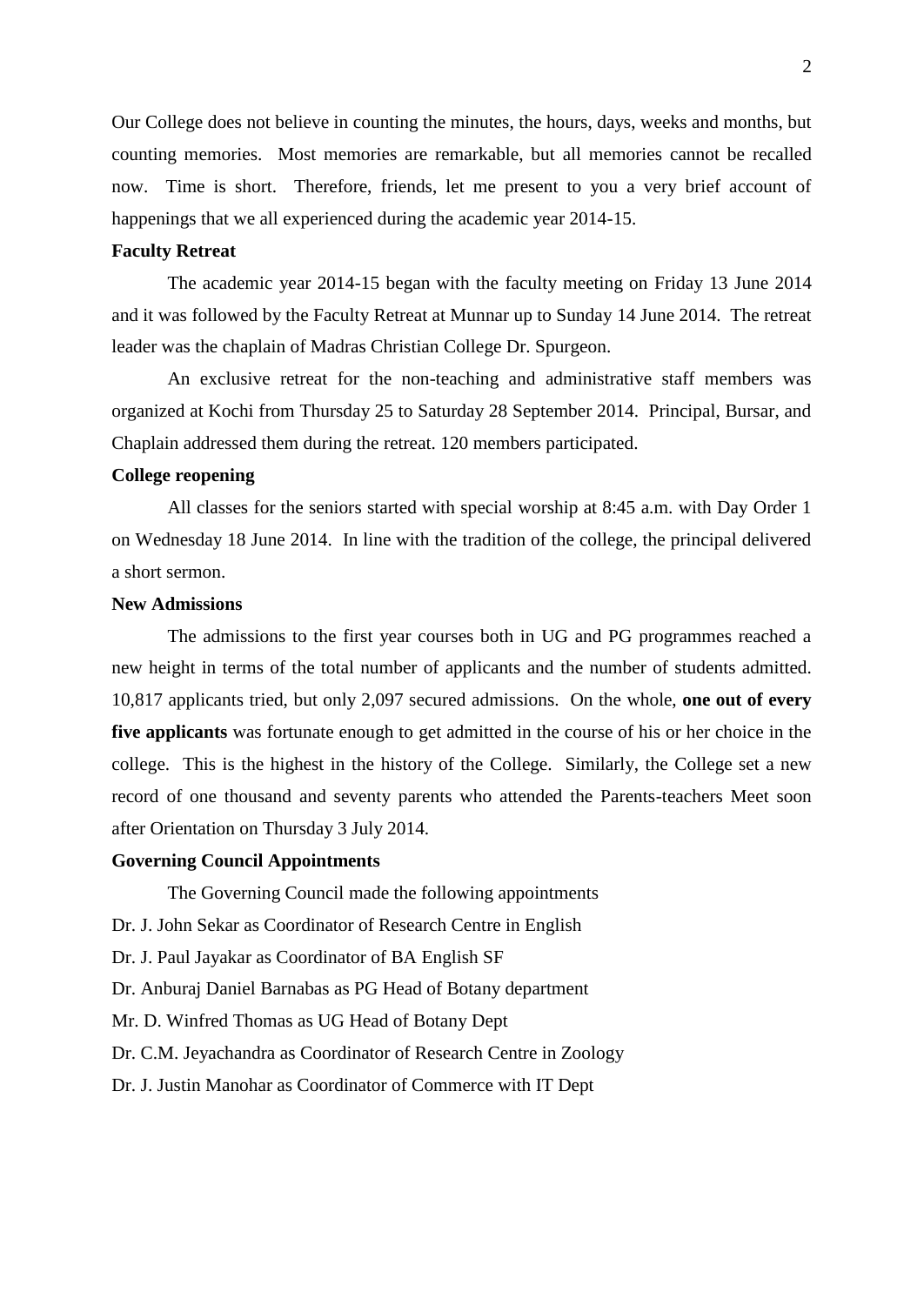Our College does not believe in counting the minutes, the hours, days, weeks and months, but counting memories. Most memories are remarkable, but all memories cannot be recalled now. Time is short. Therefore, friends, let me present to you a very brief account of happenings that we all experienced during the academic year 2014-15.

**Faculty Retreat**

The academic year 2014-15 began with the faculty meeting on Friday 13 June 2014 and it was followed by the Faculty Retreat at Munnar up to Sunday 14 June 2014. The retreat leader was the chaplain of Madras Christian College Dr. Spurgeon.

An exclusive retreat for the non-teaching and administrative staff members was organized at Kochi from Thursday 25 to Saturday 28 September 2014. Principal, Bursar, and Chaplain addressed them during the retreat. 120 members participated.

**College reopening**

All classes for the seniors started with special worship at 8:45 a.m. with Day Order 1 on Wednesday 18 June 2014. In line with the tradition of the college, the principal delivered a short sermon.

**New Admissions**

The admissions to the first year courses both in UG and PG programmes reached a new height in terms of the total number of applicants and the number of students admitted. 10,817 applicants tried, but only 2,097 secured admissions. On the whole, **one out of every five applicants** was fortunate enough to get admitted in the course of his or her choice in the college. This is the highest in the history of the College. Similarly, the College set a new record of one thousand and seventy parents who attended the Parents-teachers Meet soon after Orientation on Thursday 3 July 2014.

**Governing Council Appointments**

The Governing Council made the following appointments

Dr. J. John Sekar as Coordinator of Research Centre in English

Dr. J. Paul Jayakar as Coordinator of BA English SF

Dr. Anburaj Daniel Barnabas as PG Head of Botany department

Mr. D. Winfred Thomas as UG Head of Botany Dept

Dr. C.M. Jeyachandra as Coordinator of Research Centre in Zoology

Dr. J. Justin Manohar as Coordinator of Commerce with IT Dept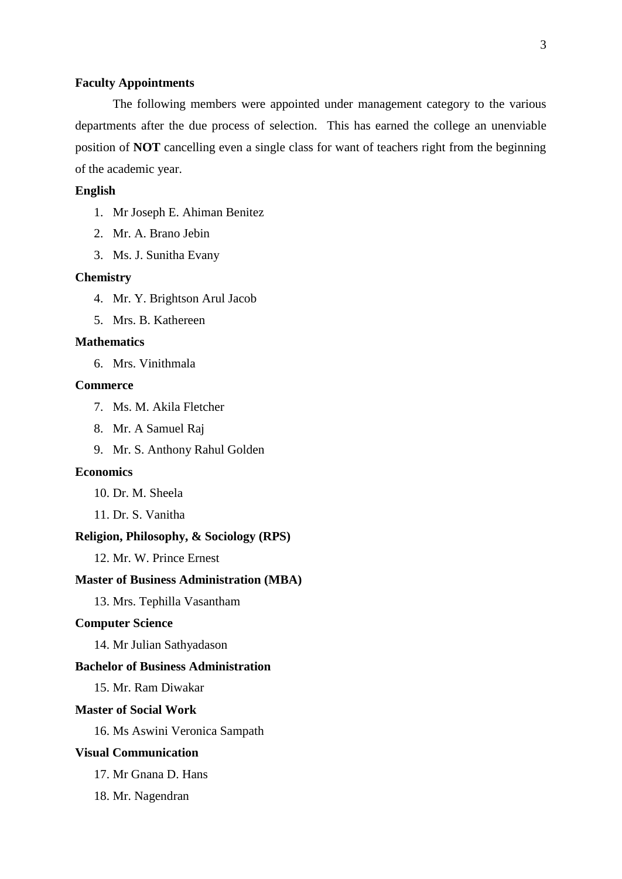**Faculty Appointments**

The following members were appointed under management category to the various departments after the due process of selection. This has earned the college an unenviable position of **NOT** cancelling even a single class for want of teachers right from the beginning of the academic year.

**English**

1. Mr Joseph E. Ahiman Benitez
2. Mr. A. Brano Jebin
3. Ms. J. Sunitha Evany

**Chemistry**

4. Mr. Y. Brightson Arul Jacob
5. Mrs. B. Kathereen

**Mathematics**

6. Mrs. Vinithmala

**Commerce**

7. Ms. M. Akila Fletcher
8. Mr. A Samuel Raj
9. Mr. S. Anthony Rahul Golden

**Economics**

10. Dr. M. Sheela
11. Dr. S. Vanitha

**Religion, Philosophy, & Sociology (RPS)**

12. Mr. W. Prince Ernest

**Master of Business Administration (MBA)**

13. Mrs. Tephilla Vasantham

**Computer Science**

14. Mr Julian Sathyadason

**Bachelor of Business Administration**

15. Mr. Ram Diwakar

**Master of Social Work**

16. Ms Aswini Veronica Sampath

**Visual Communication**

17. Mr Gnana D. Hans
18. Mr. Nagendran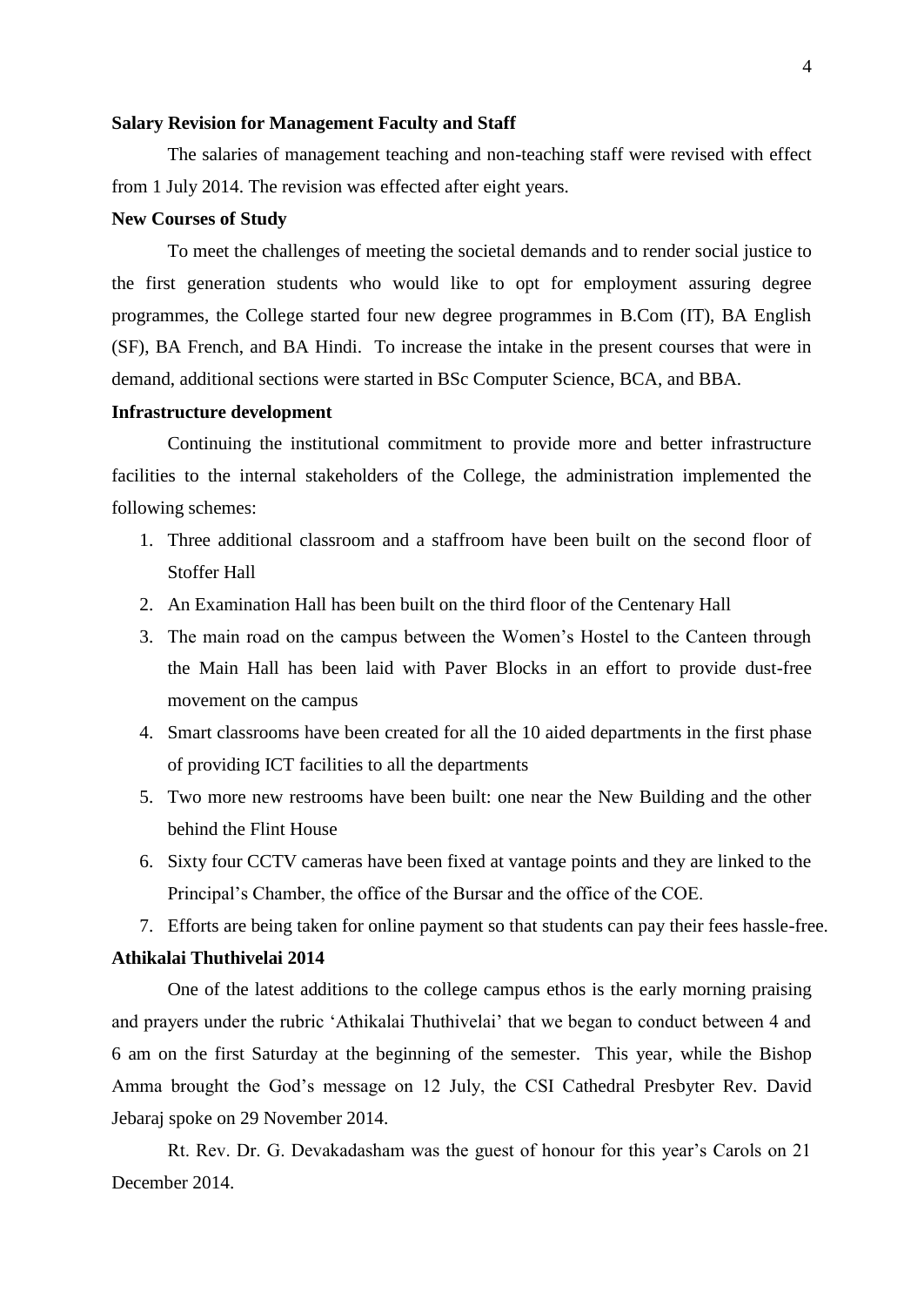**Salary Revision for Management Faculty and Staff**

The salaries of management teaching and non-teaching staff were revised with effect from 1 July 2014. The revision was effected after eight years.

**New Courses of Study**

To meet the challenges of meeting the societal demands and to render social justice to the first generation students who would like to opt for employment assuring degree programmes, the College started four new degree programmes in B.Com (IT), BA English (SF), BA French, and BA Hindi. To increase the intake in the present courses that were in demand, additional sections were started in BSc Computer Science, BCA, and BBA.

**Infrastructure development**

Continuing the institutional commitment to provide more and better infrastructure facilities to the internal stakeholders of the College, the administration implemented the following schemes:

1. Three additional classroom and a staffroom have been built on the second floor of Stoffer Hall
2. An Examination Hall has been built on the third floor of the Centenary Hall
3. The main road on the campus between the Women's Hostel to the Canteen through the Main Hall has been laid with Paver Blocks in an effort to provide dust-free movement on the campus
4. Smart classrooms have been created for all the 10 aided departments in the first phase of providing ICT facilities to all the departments
5. Two more new restrooms have been built: one near the New Building and the other behind the Flint House
6. Sixty four CCTV cameras have been fixed at vantage points and they are linked to the Principal's Chamber, the office of the Bursar and the office of the COE.
7. Efforts are being taken for online payment so that students can pay their fees hassle-free.

**Athikalai Thuthivelai 2014**

One of the latest additions to the college campus ethos is the early morning praising and prayers under the rubric 'Athikalai Thuthivelai' that we began to conduct between 4 and 6 am on the first Saturday at the beginning of the semester. This year, while the Bishop Amma brought the God's message on 12 July, the CSI Cathedral Presbyter Rev. David Jebaraj spoke on 29 November 2014.

Rt. Rev. Dr. G. Devakadasham was the guest of honour for this year's Carols on 21 December 2014.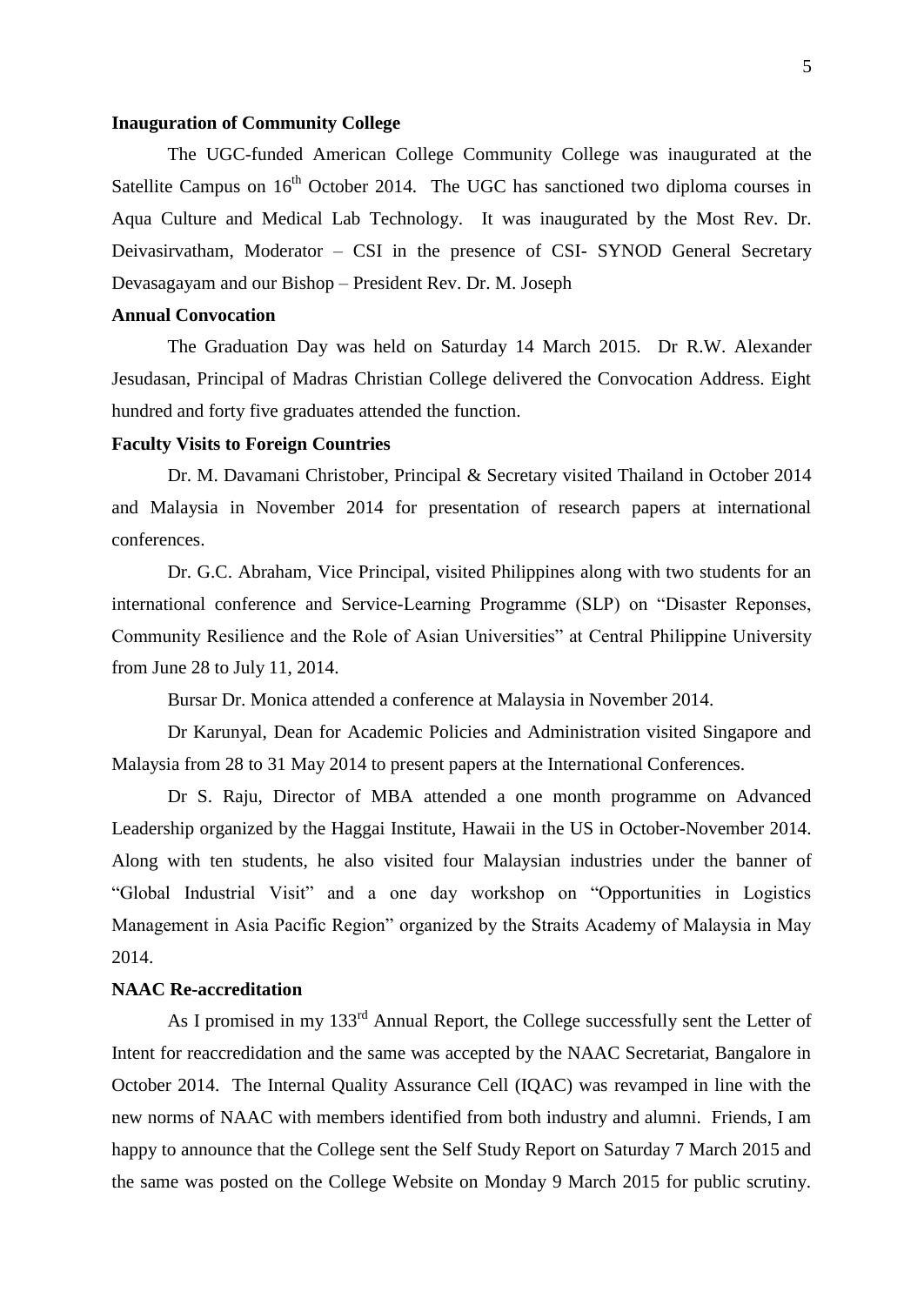**Inauguration of Community College**

The UGC-funded American College Community College was inaugurated at the Satellite Campus on 16th October 2014. The UGC has sanctioned two diploma courses in Aqua Culture and Medical Lab Technology. It was inaugurated by the Most Rev. Dr. Deivasirvatham, Moderator – CSI in the presence of CSI- SYNOD General Secretary Devasagayam and our Bishop – President Rev. Dr. M. Joseph

**Annual Convocation**

The Graduation Day was held on Saturday 14 March 2015. Dr R.W. Alexander Jesudasan, Principal of Madras Christian College delivered the Convocation Address. Eight hundred and forty five graduates attended the function.

**Faculty Visits to Foreign Countries**

Dr. M. Davamani Christober, Principal & Secretary visited Thailand in October 2014 and Malaysia in November 2014 for presentation of research papers at international conferences.

Dr. G.C. Abraham, Vice Principal, visited Philippines along with two students for an international conference and Service-Learning Programme (SLP) on "Disaster Reponses, Community Resilience and the Role of Asian Universities" at Central Philippine University from June 28 to July 11, 2014.

Bursar Dr. Monica attended a conference at Malaysia in November 2014.

Dr Karunyal, Dean for Academic Policies and Administration visited Singapore and Malaysia from 28 to 31 May 2014 to present papers at the International Conferences.

Dr S. Raju, Director of MBA attended a one month programme on Advanced Leadership organized by the Haggai Institute, Hawaii in the US in October-November 2014. Along with ten students, he also visited four Malaysian industries under the banner of "Global Industrial Visit" and a one day workshop on "Opportunities in Logistics Management in Asia Pacific Region" organized by the Straits Academy of Malaysia in May 2014.

**NAAC Re-accreditation**

As I promised in my 133rd Annual Report, the College successfully sent the Letter of Intent for reaccredidation and the same was accepted by the NAAC Secretariat, Bangalore in October 2014. The Internal Quality Assurance Cell (IQAC) was revamped in line with the new norms of NAAC with members identified from both industry and alumni. Friends, I am happy to announce that the College sent the Self Study Report on Saturday 7 March 2015 and the same was posted on the College Website on Monday 9 March 2015 for public scrutiny.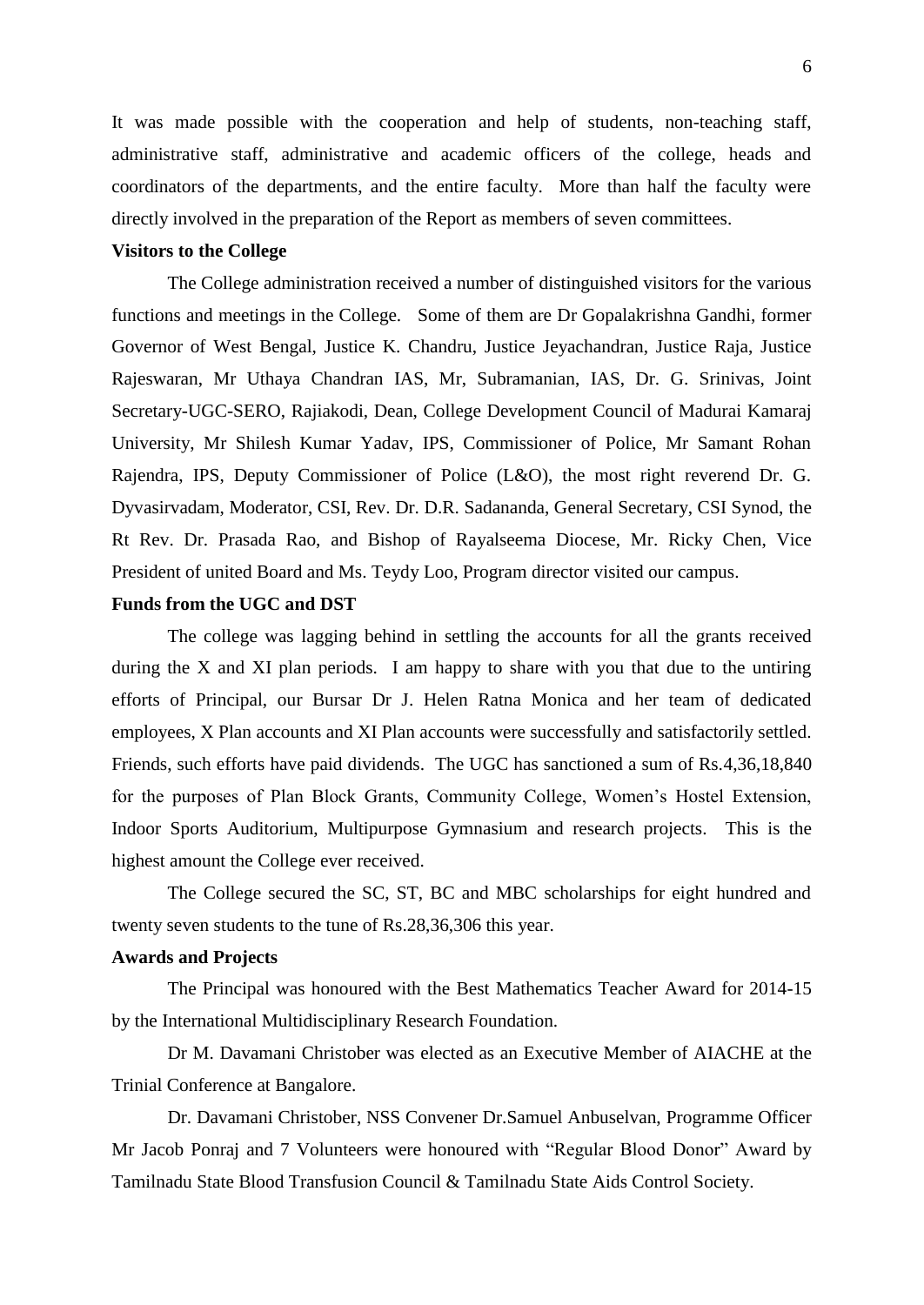It was made possible with the cooperation and help of students, non-teaching staff, administrative staff, administrative and academic officers of the college, heads and coordinators of the departments, and the entire faculty. More than half the faculty were directly involved in the preparation of the Report as members of seven committees.

**Visitors to the College**

The College administration received a number of distinguished visitors for the various functions and meetings in the College. Some of them are Dr Gopalakrishna Gandhi, former Governor of West Bengal, Justice K. Chandru, Justice Jeyachandran, Justice Raja, Justice Rajeswaran, Mr Uthaya Chandran IAS, Mr, Subramanian, IAS, Dr. G. Srinivas, Joint Secretary-UGC-SERO, Rajiakodi, Dean, College Development Council of Madurai Kamaraj University, Mr Shilesh Kumar Yadav, IPS, Commissioner of Police, Mr Samant Rohan Rajendra, IPS, Deputy Commissioner of Police (L&O), the most right reverend Dr. G. Dyvasirvadam, Moderator, CSI, Rev. Dr. D.R. Sadananda, General Secretary, CSI Synod, the Rt Rev. Dr. Prasada Rao, and Bishop of Rayalseema Diocese, Mr. Ricky Chen, Vice President of united Board and Ms. Teydy Loo, Program director visited our campus.

**Funds from the UGC and DST**

The college was lagging behind in settling the accounts for all the grants received during the X and XI plan periods. I am happy to share with you that due to the untiring efforts of Principal, our Bursar Dr J. Helen Ratna Monica and her team of dedicated employees, X Plan accounts and XI Plan accounts were successfully and satisfactorily settled. Friends, such efforts have paid dividends. The UGC has sanctioned a sum of Rs.4,36,18,840 for the purposes of Plan Block Grants, Community College, Women's Hostel Extension, Indoor Sports Auditorium, Multipurpose Gymnasium and research projects. This is the highest amount the College ever received.

The College secured the SC, ST, BC and MBC scholarships for eight hundred and twenty seven students to the tune of Rs.28,36,306 this year.

**Awards and Projects**

The Principal was honoured with the Best Mathematics Teacher Award for 2014-15 by the International Multidisciplinary Research Foundation.

Dr M. Davamani Christober was elected as an Executive Member of AIACHE at the Trinial Conference at Bangalore.

Dr. Davamani Christober, NSS Convener Dr.Samuel Anbuselvan, Programme Officer Mr Jacob Ponraj and 7 Volunteers were honoured with "Regular Blood Donor" Award by Tamilnadu State Blood Transfusion Council & Tamilnadu State Aids Control Society.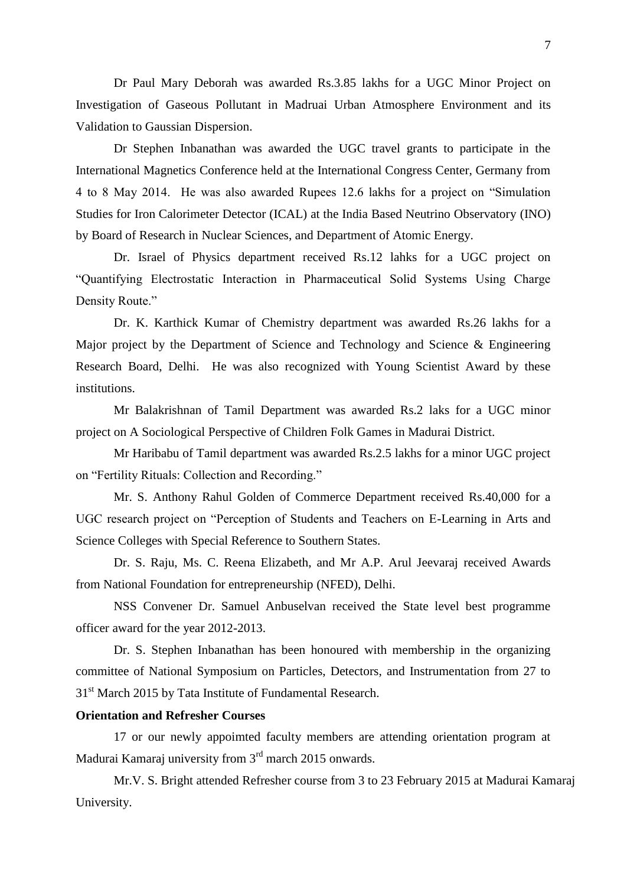Dr Paul Mary Deborah was awarded Rs.3.85 lakhs for a UGC Minor Project on Investigation of Gaseous Pollutant in Madruai Urban Atmosphere Environment and its Validation to Gaussian Dispersion.

Dr Stephen Inbanathan was awarded the UGC travel grants to participate in the International Magnetics Conference held at the International Congress Center, Germany from 4 to 8 May 2014. He was also awarded Rupees 12.6 lakhs for a project on "Simulation Studies for Iron Calorimeter Detector (ICAL) at the India Based Neutrino Observatory (INO) by Board of Research in Nuclear Sciences, and Department of Atomic Energy.

Dr. Israel of Physics department received Rs.12 lahks for a UGC project on "Quantifying Electrostatic Interaction in Pharmaceutical Solid Systems Using Charge Density Route."

Dr. K. Karthick Kumar of Chemistry department was awarded Rs.26 lakhs for a Major project by the Department of Science and Technology and Science & Engineering Research Board, Delhi. He was also recognized with Young Scientist Award by these institutions.

Mr Balakrishnan of Tamil Department was awarded Rs.2 laks for a UGC minor project on A Sociological Perspective of Children Folk Games in Madurai District.

Mr Haribabu of Tamil department was awarded Rs.2.5 lakhs for a minor UGC project on "Fertility Rituals: Collection and Recording."

Mr. S. Anthony Rahul Golden of Commerce Department received Rs.40,000 for a UGC research project on "Perception of Students and Teachers on E-Learning in Arts and Science Colleges with Special Reference to Southern States.

Dr. S. Raju, Ms. C. Reena Elizabeth, and Mr A.P. Arul Jeevaraj received Awards from National Foundation for entrepreneurship (NFED), Delhi.

NSS Convener Dr. Samuel Anbuselvan received the State level best programme officer award for the year 2012-2013.

Dr. S. Stephen Inbanathan has been honoured with membership in the organizing committee of National Symposium on Particles, Detectors, and Instrumentation from 27 to 31st March 2015 by Tata Institute of Fundamental Research.

**Orientation and Refresher Courses**

17 or our newly appoimted faculty members are attending orientation program at Madurai Kamaraj university from 3rd march 2015 onwards.

Mr.V. S. Bright attended Refresher course from 3 to 23 February 2015 at Madurai Kamaraj University.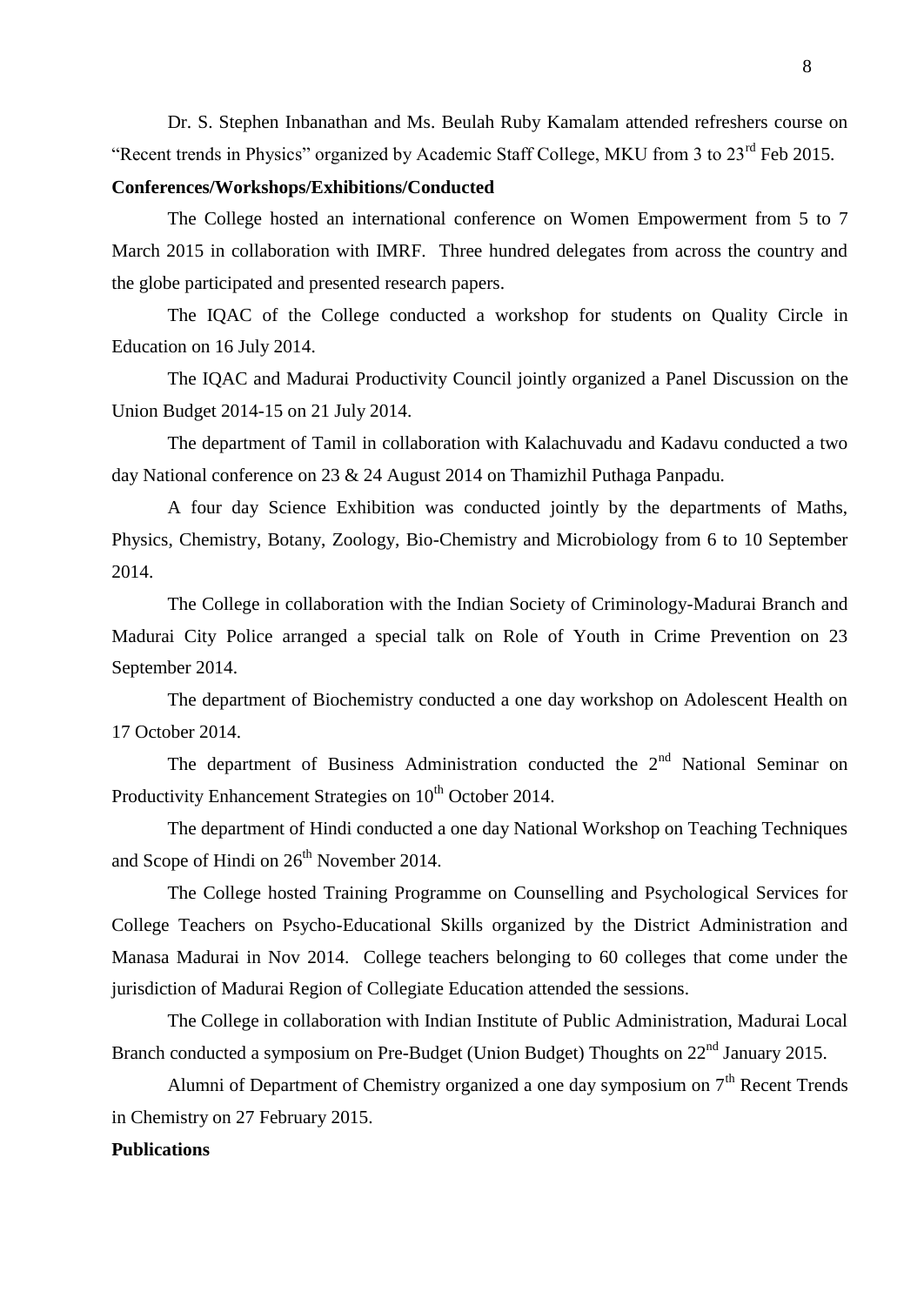Dr. S. Stephen Inbanathan and Ms. Beulah Ruby Kamalam attended refreshers course on "Recent trends in Physics" organized by Academic Staff College, MKU from 3 to 23rd Feb 2015.

**Conferences/Workshops/Exhibitions/Conducted**

The College hosted an international conference on Women Empowerment from 5 to 7 March 2015 in collaboration with IMRF. Three hundred delegates from across the country and the globe participated and presented research papers.

The IQAC of the College conducted a workshop for students on Quality Circle in Education on 16 July 2014.

The IQAC and Madurai Productivity Council jointly organized a Panel Discussion on the Union Budget 2014-15 on 21 July 2014.

The department of Tamil in collaboration with Kalachuvadu and Kadavu conducted a two day National conference on 23 & 24 August 2014 on Thamizhil Puthaga Panpadu.

A four day Science Exhibition was conducted jointly by the departments of Maths, Physics, Chemistry, Botany, Zoology, Bio-Chemistry and Microbiology from 6 to 10 September 2014.

The College in collaboration with the Indian Society of Criminology-Madurai Branch and Madurai City Police arranged a special talk on Role of Youth in Crime Prevention on 23 September 2014.

The department of Biochemistry conducted a one day workshop on Adolescent Health on 17 October 2014.

The department of Business Administration conducted the 2nd National Seminar on Productivity Enhancement Strategies on 10th October 2014.

The department of Hindi conducted a one day National Workshop on Teaching Techniques and Scope of Hindi on 26th November 2014.

The College hosted Training Programme on Counselling and Psychological Services for College Teachers on Psycho-Educational Skills organized by the District Administration and Manasa Madurai in Nov 2014. College teachers belonging to 60 colleges that come under the jurisdiction of Madurai Region of Collegiate Education attended the sessions.

The College in collaboration with Indian Institute of Public Administration, Madurai Local Branch conducted a symposium on Pre-Budget (Union Budget) Thoughts on 22nd January 2015.

Alumni of Department of Chemistry organized a one day symposium on 7th Recent Trends in Chemistry on 27 February 2015.

**Publications**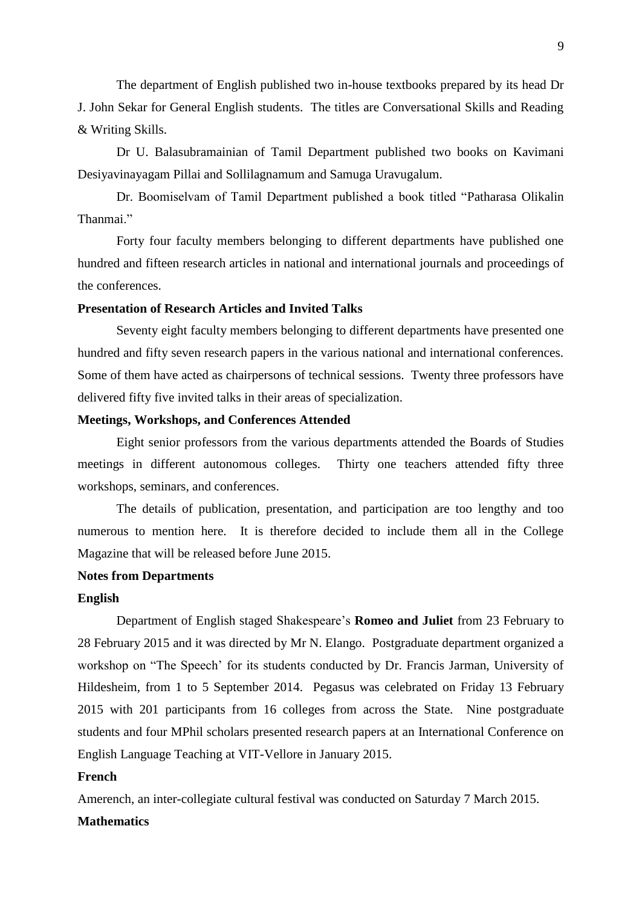The department of English published two in-house textbooks prepared by its head Dr J. John Sekar for General English students. The titles are Conversational Skills and Reading & Writing Skills.

Dr U. Balasubramainian of Tamil Department published two books on Kavimani Desiyavinayagam Pillai and Sollilagnamum and Samuga Uravugalum.

Dr. Boomiselvam of Tamil Department published a book titled "Patharasa Olikalin Thanmai."

Forty four faculty members belonging to different departments have published one hundred and fifteen research articles in national and international journals and proceedings of the conferences.

**Presentation of Research Articles and Invited Talks**

Seventy eight faculty members belonging to different departments have presented one hundred and fifty seven research papers in the various national and international conferences. Some of them have acted as chairpersons of technical sessions. Twenty three professors have delivered fifty five invited talks in their areas of specialization.

**Meetings, Workshops, and Conferences Attended**

Eight senior professors from the various departments attended the Boards of Studies meetings in different autonomous colleges. Thirty one teachers attended fifty three workshops, seminars, and conferences.

The details of publication, presentation, and participation are too lengthy and too numerous to mention here. It is therefore decided to include them all in the College Magazine that will be released before June 2015.

**Notes from Departments**

**English**

Department of English staged Shakespeare's **Romeo and Juliet** from 23 February to 28 February 2015 and it was directed by Mr N. Elango. Postgraduate department organized a workshop on "The Speech' for its students conducted by Dr. Francis Jarman, University of Hildesheim, from 1 to 5 September 2014. Pegasus was celebrated on Friday 13 February 2015 with 201 participants from 16 colleges from across the State. Nine postgraduate students and four MPhil scholars presented research papers at an International Conference on English Language Teaching at VIT-Vellore in January 2015.

**French**

Amerench, an inter-collegiate cultural festival was conducted on Saturday 7 March 2015.

**Mathematics**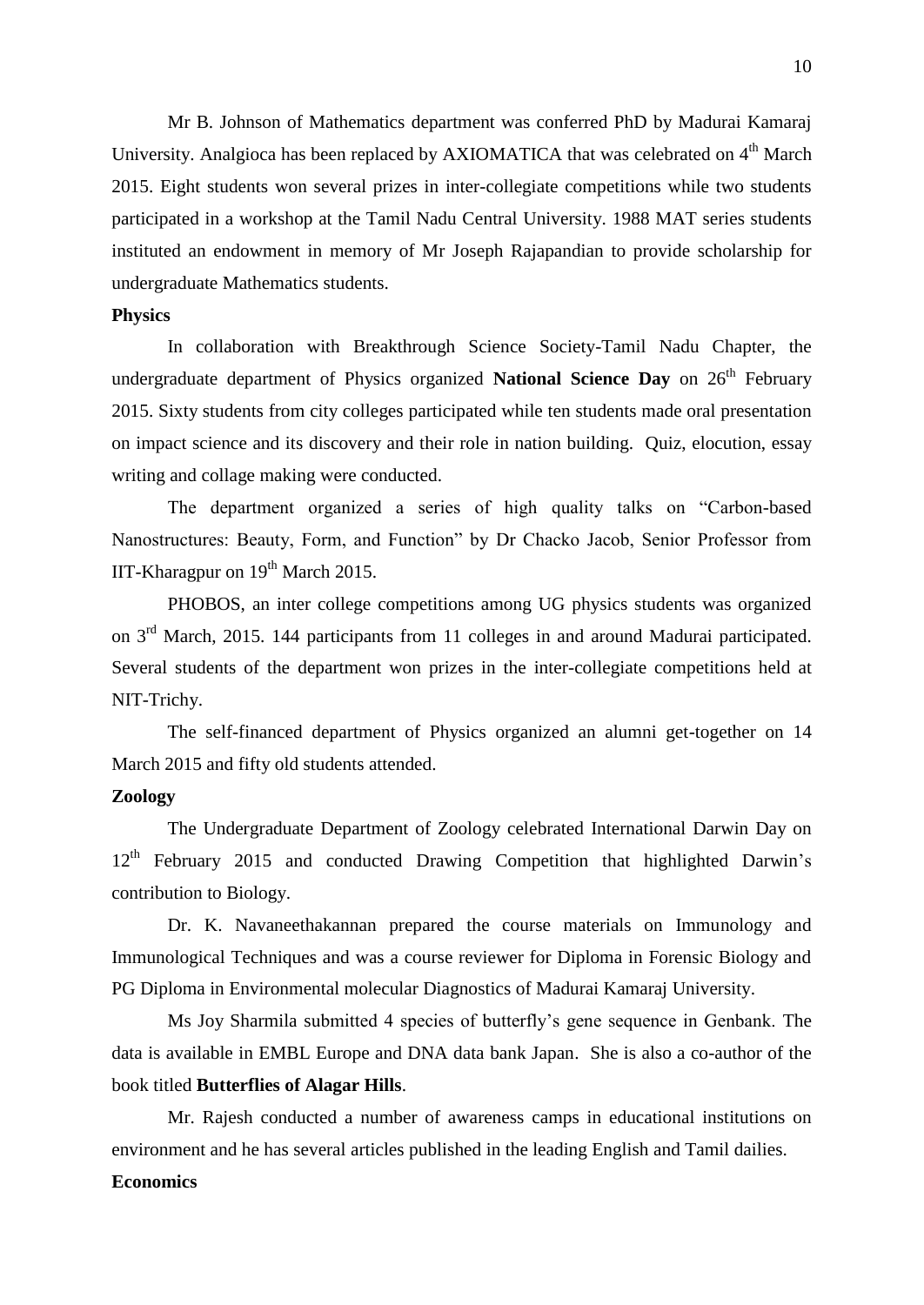Mr B. Johnson of Mathematics department was conferred PhD by Madurai Kamaraj University. Analgioca has been replaced by AXIOMATICA that was celebrated on 4th March 2015. Eight students won several prizes in inter-collegiate competitions while two students participated in a workshop at the Tamil Nadu Central University. 1988 MAT series students instituted an endowment in memory of Mr Joseph Rajapandian to provide scholarship for undergraduate Mathematics students.

**Physics**

In collaboration with Breakthrough Science Society-Tamil Nadu Chapter, the undergraduate department of Physics organized **National Science Day** on 26th February 2015. Sixty students from city colleges participated while ten students made oral presentation on impact science and its discovery and their role in nation building. Quiz, elocution, essay writing and collage making were conducted.

The department organized a series of high quality talks on "Carbon-based Nanostructures: Beauty, Form, and Function" by Dr Chacko Jacob, Senior Professor from IIT-Kharagpur on 19th March 2015.

PHOBOS, an inter college competitions among UG physics students was organized on 3rd March, 2015. 144 participants from 11 colleges in and around Madurai participated. Several students of the department won prizes in the inter-collegiate competitions held at NIT-Trichy.

The self-financed department of Physics organized an alumni get-together on 14 March 2015 and fifty old students attended.

**Zoology**

The Undergraduate Department of Zoology celebrated International Darwin Day on 12th February 2015 and conducted Drawing Competition that highlighted Darwin's contribution to Biology.

Dr. K. Navaneethakannan prepared the course materials on Immunology and Immunological Techniques and was a course reviewer for Diploma in Forensic Biology and PG Diploma in Environmental molecular Diagnostics of Madurai Kamaraj University.

Ms Joy Sharmila submitted 4 species of butterfly's gene sequence in Genbank. The data is available in EMBL Europe and DNA data bank Japan. She is also a co-author of the book titled **Butterflies of Alagar Hills**.

Mr. Rajesh conducted a number of awareness camps in educational institutions on environment and he has several articles published in the leading English and Tamil dailies.

**Economics**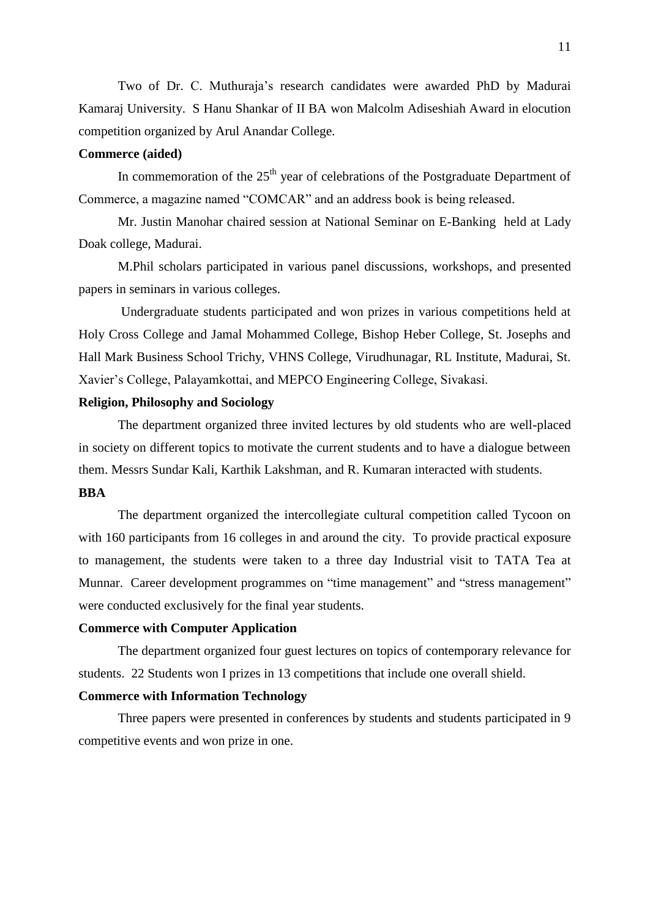Two of Dr. C. Muthuraja's research candidates were awarded PhD by Madurai Kamaraj University. S Hanu Shankar of II BA won Malcolm Adiseshiah Award in elocution competition organized by Arul Anandar College.

**Commerce (aided)**

In commemoration of the 25th year of celebrations of the Postgraduate Department of Commerce, a magazine named "COMCAR" and an address book is being released.

Mr. Justin Manohar chaired session at National Seminar on E-Banking held at Lady Doak college, Madurai.

M.Phil scholars participated in various panel discussions, workshops, and presented papers in seminars in various colleges.

Undergraduate students participated and won prizes in various competitions held at Holy Cross College and Jamal Mohammed College, Bishop Heber College, St. Josephs and Hall Mark Business School Trichy, VHNS College, Virudhunagar, RL Institute, Madurai, St. Xavier's College, Palayamkottai, and MEPCO Engineering College, Sivakasi.

**Religion, Philosophy and Sociology**

The department organized three invited lectures by old students who are well-placed in society on different topics to motivate the current students and to have a dialogue between them. Messrs Sundar Kali, Karthik Lakshman, and R. Kumaran interacted with students.

**BBA**

The department organized the intercollegiate cultural competition called Tycoon on with 160 participants from 16 colleges in and around the city. To provide practical exposure to management, the students were taken to a three day Industrial visit to TATA Tea at Munnar. Career development programmes on "time management" and "stress management" were conducted exclusively for the final year students.

**Commerce with Computer Application**

The department organized four guest lectures on topics of contemporary relevance for students. 22 Students won I prizes in 13 competitions that include one overall shield.

**Commerce with Information Technology**

Three papers were presented in conferences by students and students participated in 9 competitive events and won prize in one.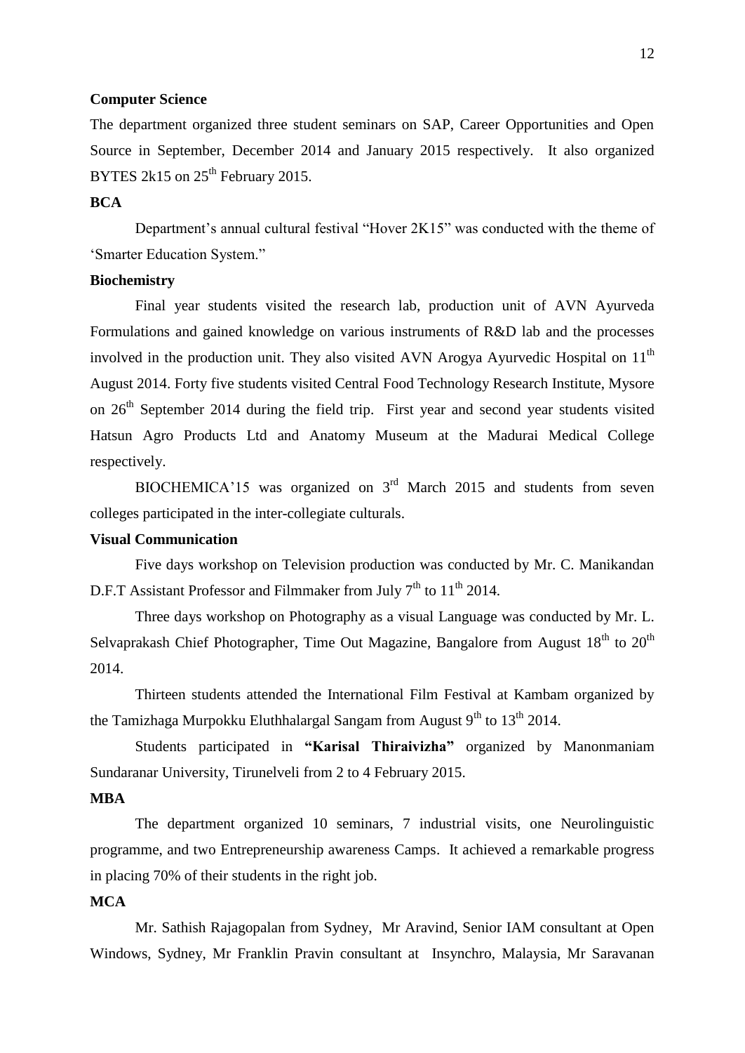**Computer Science**

The department organized three student seminars on SAP, Career Opportunities and Open Source in September, December 2014 and January 2015 respectively. It also organized BYTES 2k15 on 25th February 2015.

**BCA**

Department's annual cultural festival "Hover 2K15" was conducted with the theme of 'Smarter Education System."

**Biochemistry**

Final year students visited the research lab, production unit of AVN Ayurveda Formulations and gained knowledge on various instruments of R&D lab and the processes involved in the production unit. They also visited AVN Arogya Ayurvedic Hospital on 11th August 2014. Forty five students visited Central Food Technology Research Institute, Mysore on 26th September 2014 during the field trip. First year and second year students visited Hatsun Agro Products Ltd and Anatomy Museum at the Madurai Medical College respectively.

BIOCHEMICA'15 was organized on 3rd March 2015 and students from seven colleges participated in the inter-collegiate culturals.

**Visual Communication**

Five days workshop on Television production was conducted by Mr. C. Manikandan D.F.T Assistant Professor and Filmmaker from July 7th to 11th 2014.

Three days workshop on Photography as a visual Language was conducted by Mr. L. Selvaprakash Chief Photographer, Time Out Magazine, Bangalore from August 18th to 20th 2014.

Thirteen students attended the International Film Festival at Kambam organized by the Tamizhaga Murpokku Eluthhalargal Sangam from August 9th to 13th 2014.

Students participated in **"Karisal Thiraivizha"** organized by Manonmaniam Sundaranar University, Tirunelveli from 2 to 4 February 2015.

**MBA**

The department organized 10 seminars, 7 industrial visits, one Neurolinguistic programme, and two Entrepreneurship awareness Camps. It achieved a remarkable progress in placing 70% of their students in the right job.

**MCA**

Mr. Sathish Rajagopalan from Sydney, Mr Aravind, Senior IAM consultant at Open Windows, Sydney, Mr Franklin Pravin consultant at Insynchro, Malaysia, Mr Saravanan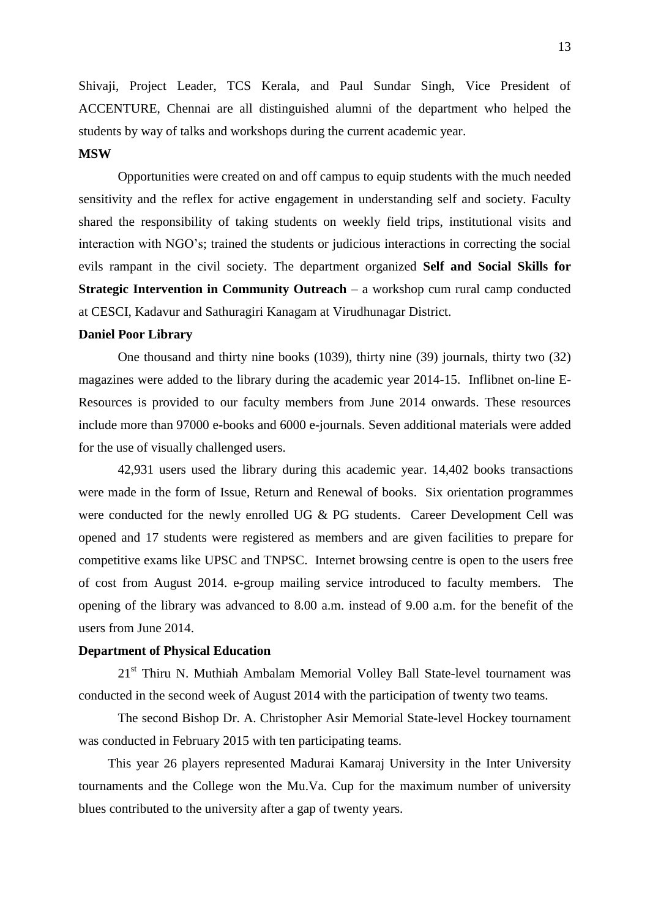Shivaji, Project Leader, TCS Kerala, and Paul Sundar Singh, Vice President of ACCENTURE, Chennai are all distinguished alumni of the department who helped the students by way of talks and workshops during the current academic year.

**MSW**

Opportunities were created on and off campus to equip students with the much needed sensitivity and the reflex for active engagement in understanding self and society. Faculty shared the responsibility of taking students on weekly field trips, institutional visits and interaction with NGO's; trained the students or judicious interactions in correcting the social evils rampant in the civil society. The department organized **Self and Social Skills for Strategic Intervention in Community Outreach** – a workshop cum rural camp conducted at CESCI, Kadavur and Sathuragiri Kanagam at Virudhunagar District.

**Daniel Poor Library**

One thousand and thirty nine books (1039), thirty nine (39) journals, thirty two (32) magazines were added to the library during the academic year 2014-15. Inflibnet on-line E-Resources is provided to our faculty members from June 2014 onwards. These resources include more than 97000 e-books and 6000 e-journals. Seven additional materials were added for the use of visually challenged users.

42,931 users used the library during this academic year. 14,402 books transactions were made in the form of Issue, Return and Renewal of books. Six orientation programmes were conducted for the newly enrolled UG & PG students. Career Development Cell was opened and 17 students were registered as members and are given facilities to prepare for competitive exams like UPSC and TNPSC. Internet browsing centre is open to the users free of cost from August 2014. e-group mailing service introduced to faculty members. The opening of the library was advanced to 8.00 a.m. instead of 9.00 a.m. for the benefit of the users from June 2014.

**Department of Physical Education**

21st Thiru N. Muthiah Ambalam Memorial Volley Ball State-level tournament was conducted in the second week of August 2014 with the participation of twenty two teams.

The second Bishop Dr. A. Christopher Asir Memorial State-level Hockey tournament was conducted in February 2015 with ten participating teams.

This year 26 players represented Madurai Kamaraj University in the Inter University tournaments and the College won the Mu.Va. Cup for the maximum number of university blues contributed to the university after a gap of twenty years.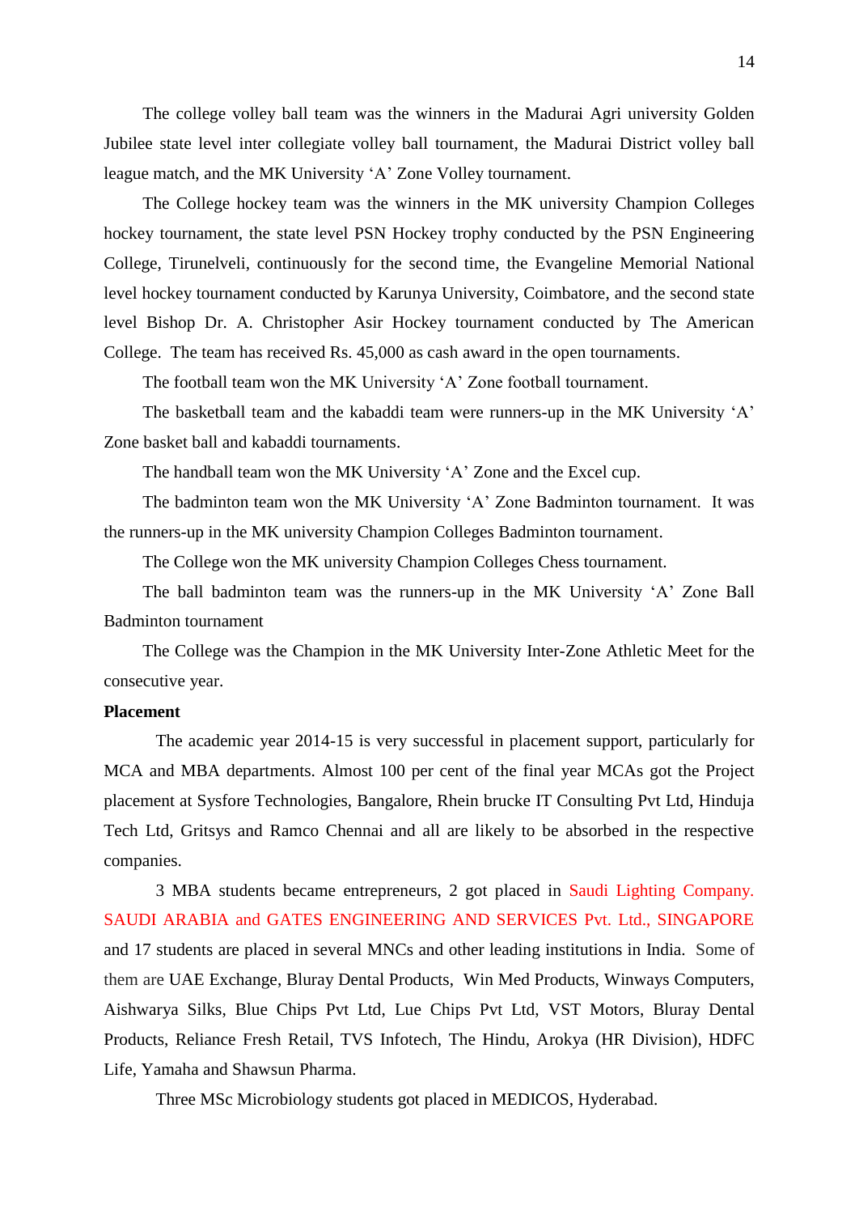The college volley ball team was the winners in the Madurai Agri university Golden Jubilee state level inter collegiate volley ball tournament, the Madurai District volley ball league match, and the MK University 'A' Zone Volley tournament.

The College hockey team was the winners in the MK university Champion Colleges hockey tournament, the state level PSN Hockey trophy conducted by the PSN Engineering College, Tirunelveli, continuously for the second time, the Evangeline Memorial National level hockey tournament conducted by Karunya University, Coimbatore, and the second state level Bishop Dr. A. Christopher Asir Hockey tournament conducted by The American College. The team has received Rs. 45,000 as cash award in the open tournaments.

The football team won the MK University 'A' Zone football tournament.

The basketball team and the kabaddi team were runners-up in the MK University 'A' Zone basket ball and kabaddi tournaments.

The handball team won the MK University 'A' Zone and the Excel cup.

The badminton team won the MK University 'A' Zone Badminton tournament. It was the runners-up in the MK university Champion Colleges Badminton tournament.

The College won the MK university Champion Colleges Chess tournament.

The ball badminton team was the runners-up in the MK University 'A' Zone Ball Badminton tournament

The College was the Champion in the MK University Inter-Zone Athletic Meet for the consecutive year.

**Placement**

The academic year 2014-15 is very successful in placement support, particularly for MCA and MBA departments. Almost 100 per cent of the final year MCAs got the Project placement at Sysfore Technologies, Bangalore, Rhein brucke IT Consulting Pvt Ltd, Hinduja Tech Ltd, Gritsys and Ramco Chennai and all are likely to be absorbed in the respective companies.

3 MBA students became entrepreneurs, 2 got placed in Saudi Lighting Company. SAUDI ARABIA and GATES ENGINEERING AND SERVICES Pvt. Ltd., SINGAPORE and 17 students are placed in several MNCs and other leading institutions in India. Some of them are UAE Exchange, Bluray Dental Products, Win Med Products, Winways Computers, Aishwarya Silks, Blue Chips Pvt Ltd, Lue Chips Pvt Ltd, VST Motors, Bluray Dental Products, Reliance Fresh Retail, TVS Infotech, The Hindu, Arokya (HR Division), HDFC Life, Yamaha and Shawsun Pharma.

Three MSc Microbiology students got placed in MEDICOS, Hyderabad.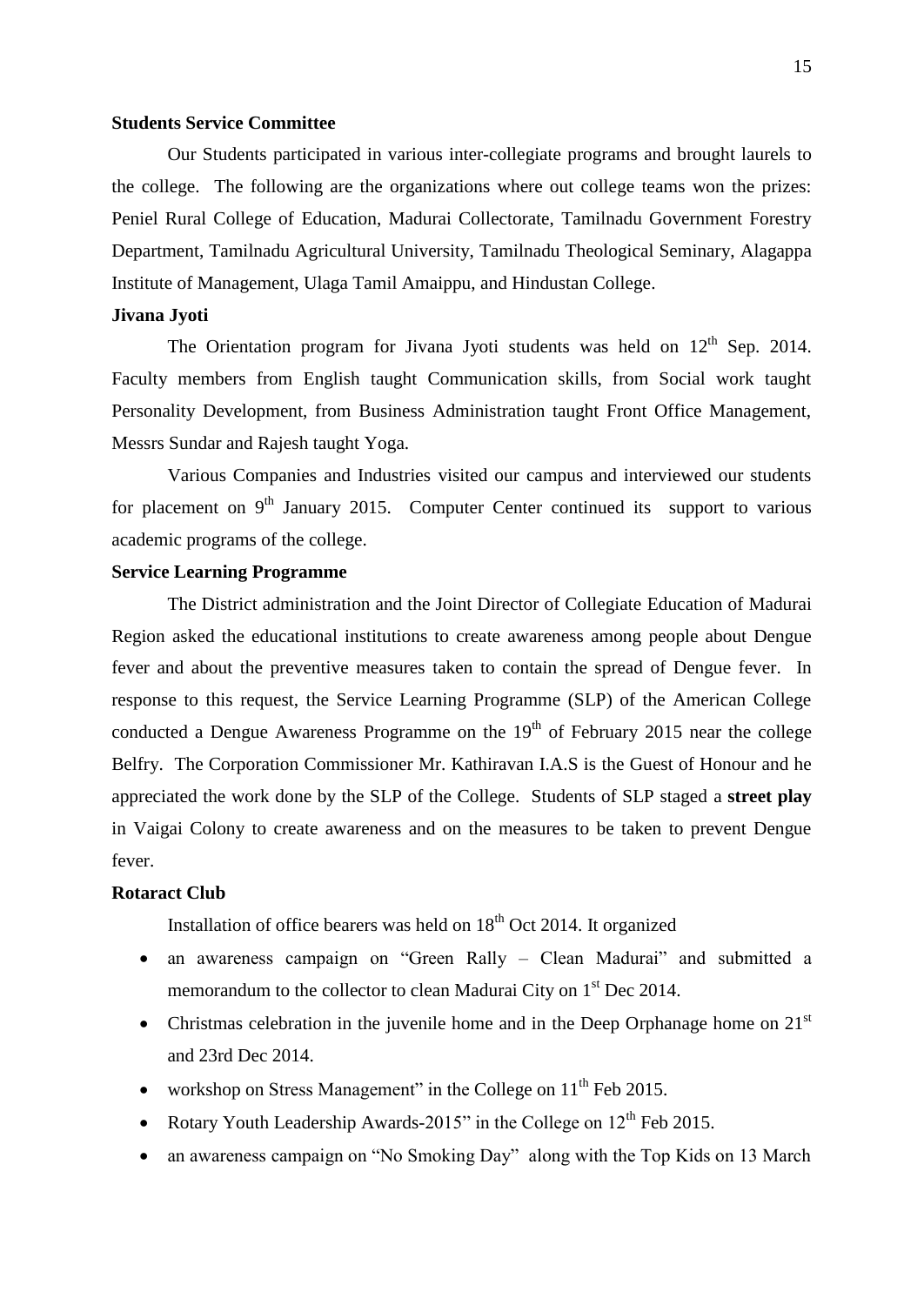**Students Service Committee**

Our Students participated in various inter-collegiate programs and brought laurels to the college. The following are the organizations where out college teams won the prizes: Peniel Rural College of Education, Madurai Collectorate, Tamilnadu Government Forestry Department, Tamilnadu Agricultural University, Tamilnadu Theological Seminary, Alagappa Institute of Management, Ulaga Tamil Amaippu, and Hindustan College.

**Jivana Jyoti**

The Orientation program for Jivana Jyoti students was held on 12th Sep. 2014. Faculty members from English taught Communication skills, from Social work taught Personality Development, from Business Administration taught Front Office Management, Messrs Sundar and Rajesh taught Yoga.

Various Companies and Industries visited our campus and interviewed our students for placement on 9th January 2015. Computer Center continued its support to various academic programs of the college.

**Service Learning Programme**

The District administration and the Joint Director of Collegiate Education of Madurai Region asked the educational institutions to create awareness among people about Dengue fever and about the preventive measures taken to contain the spread of Dengue fever. In response to this request, the Service Learning Programme (SLP) of the American College conducted a Dengue Awareness Programme on the 19th of February 2015 near the college Belfry. The Corporation Commissioner Mr. Kathiravan I.A.S is the Guest of Honour and he appreciated the work done by the SLP of the College. Students of SLP staged a **street play** in Vaigai Colony to create awareness and on the measures to be taken to prevent Dengue fever.

**Rotaract Club**

Installation of office bearers was held on 18th Oct 2014. It organized

- an awareness campaign on "Green Rally – Clean Madurai" and submitted a memorandum to the collector to clean Madurai City on 1st Dec 2014.
- Christmas celebration in the juvenile home and in the Deep Orphanage home on 21st and 23rd Dec 2014.
- workshop on Stress Management" in the College on 11th Feb 2015.
- Rotary Youth Leadership Awards-2015" in the College on 12th Feb 2015.
- an awareness campaign on "No Smoking Day" along with the Top Kids on 13 March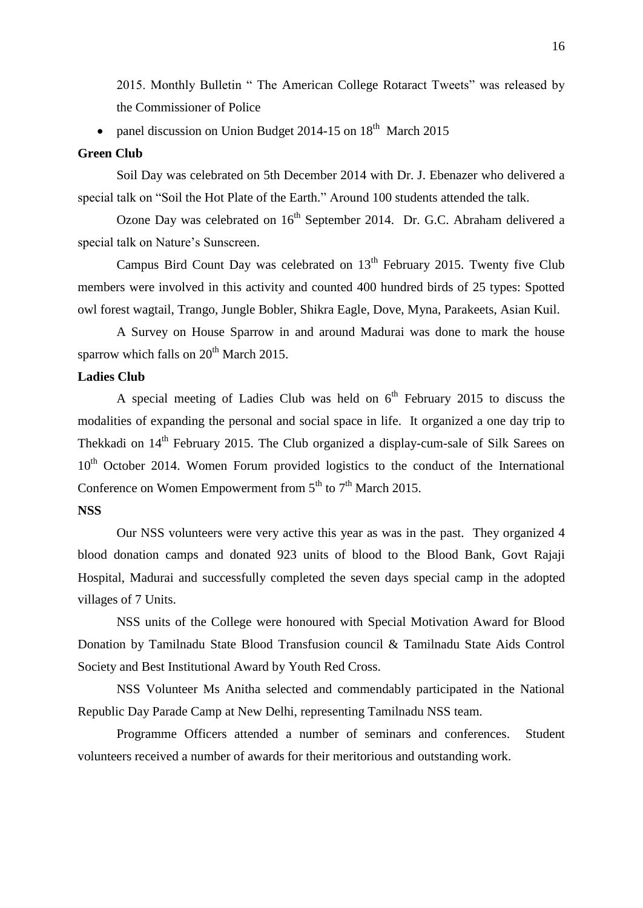2015. Monthly Bulletin " The American College Rotaract Tweets" was released by the Commissioner of Police

- panel discussion on Union Budget 2014-15 on 18th March 2015

**Green Club**

Soil Day was celebrated on 5th December 2014 with Dr. J. Ebenazer who delivered a special talk on "Soil the Hot Plate of the Earth." Around 100 students attended the talk.

Ozone Day was celebrated on 16th September 2014. Dr. G.C. Abraham delivered a special talk on Nature's Sunscreen.

Campus Bird Count Day was celebrated on 13th February 2015. Twenty five Club members were involved in this activity and counted 400 hundred birds of 25 types: Spotted owl forest wagtail, Trango, Jungle Bobler, Shikra Eagle, Dove, Myna, Parakeets, Asian Kuil.

A Survey on House Sparrow in and around Madurai was done to mark the house sparrow which falls on 20th March 2015.

**Ladies Club**

A special meeting of Ladies Club was held on 6th February 2015 to discuss the modalities of expanding the personal and social space in life. It organized a one day trip to Thekkadi on 14th February 2015. The Club organized a display-cum-sale of Silk Sarees on 10th October 2014. Women Forum provided logistics to the conduct of the International Conference on Women Empowerment from 5th to 7th March 2015.

**NSS**

Our NSS volunteers were very active this year as was in the past. They organized 4 blood donation camps and donated 923 units of blood to the Blood Bank, Govt Rajaji Hospital, Madurai and successfully completed the seven days special camp in the adopted villages of 7 Units.

NSS units of the College were honoured with Special Motivation Award for Blood Donation by Tamilnadu State Blood Transfusion council & Tamilnadu State Aids Control Society and Best Institutional Award by Youth Red Cross.

NSS Volunteer Ms Anitha selected and commendably participated in the National Republic Day Parade Camp at New Delhi, representing Tamilnadu NSS team.

Programme Officers attended a number of seminars and conferences. Student volunteers received a number of awards for their meritorious and outstanding work.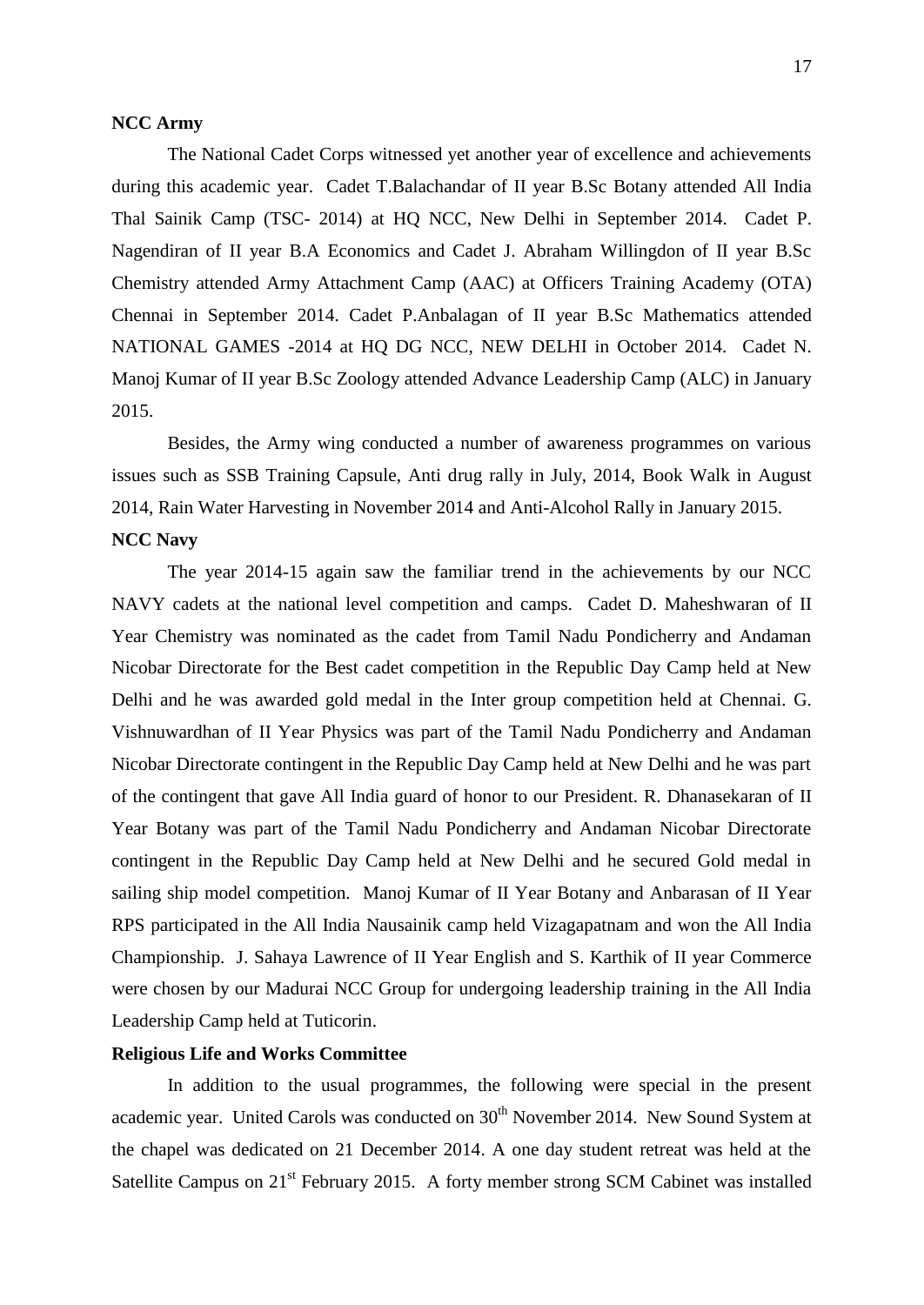**NCC Army**

The National Cadet Corps witnessed yet another year of excellence and achievements during this academic year. Cadet T.Balachandar of II year B.Sc Botany attended All India Thal Sainik Camp (TSC- 2014) at HQ NCC, New Delhi in September 2014. Cadet P. Nagendiran of II year B.A Economics and Cadet J. Abraham Willingdon of II year B.Sc Chemistry attended Army Attachment Camp (AAC) at Officers Training Academy (OTA) Chennai in September 2014. Cadet P.Anbalagan of II year B.Sc Mathematics attended NATIONAL GAMES -2014 at HQ DG NCC, NEW DELHI in October 2014. Cadet N. Manoj Kumar of II year B.Sc Zoology attended Advance Leadership Camp (ALC) in January 2015.

Besides, the Army wing conducted a number of awareness programmes on various issues such as SSB Training Capsule, Anti drug rally in July, 2014, Book Walk in August 2014, Rain Water Harvesting in November 2014 and Anti-Alcohol Rally in January 2015.

**NCC Navy**

The year 2014-15 again saw the familiar trend in the achievements by our NCC NAVY cadets at the national level competition and camps. Cadet D. Maheshwaran of II Year Chemistry was nominated as the cadet from Tamil Nadu Pondicherry and Andaman Nicobar Directorate for the Best cadet competition in the Republic Day Camp held at New Delhi and he was awarded gold medal in the Inter group competition held at Chennai. G. Vishnuwardhan of II Year Physics was part of the Tamil Nadu Pondicherry and Andaman Nicobar Directorate contingent in the Republic Day Camp held at New Delhi and he was part of the contingent that gave All India guard of honor to our President. R. Dhanasekaran of II Year Botany was part of the Tamil Nadu Pondicherry and Andaman Nicobar Directorate contingent in the Republic Day Camp held at New Delhi and he secured Gold medal in sailing ship model competition. Manoj Kumar of II Year Botany and Anbarasan of II Year RPS participated in the All India Nausainik camp held Vizagapatnam and won the All India Championship. J. Sahaya Lawrence of II Year English and S. Karthik of II year Commerce were chosen by our Madurai NCC Group for undergoing leadership training in the All India Leadership Camp held at Tuticorin.

**Religious Life and Works Committee**

In addition to the usual programmes, the following were special in the present academic year. United Carols was conducted on 30th November 2014. New Sound System at the chapel was dedicated on 21 December 2014. A one day student retreat was held at the Satellite Campus on 21st February 2015. A forty member strong SCM Cabinet was installed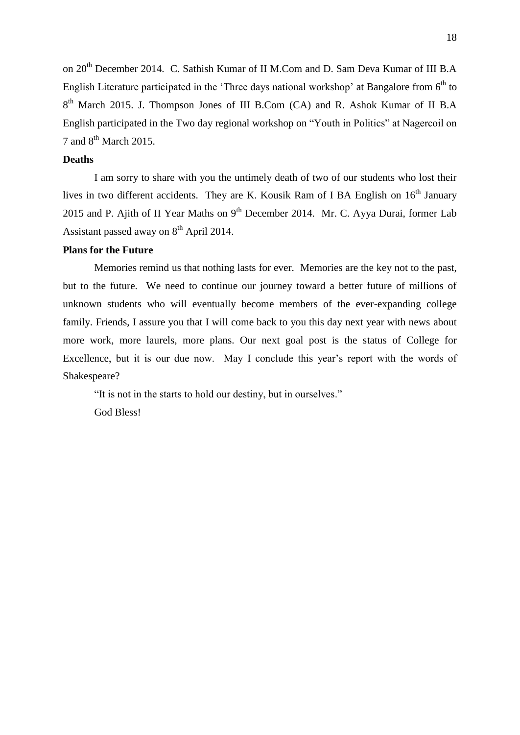on 20th December 2014. C. Sathish Kumar of II M.Com and D. Sam Deva Kumar of III B.A English Literature participated in the 'Three days national workshop' at Bangalore from 6th to 8th March 2015. J. Thompson Jones of III B.Com (CA) and R. Ashok Kumar of II B.A English participated in the Two day regional workshop on "Youth in Politics" at Nagercoil on 7 and 8th March 2015.

**Deaths**

I am sorry to share with you the untimely death of two of our students who lost their lives in two different accidents. They are K. Kousik Ram of I BA English on 16th January 2015 and P. Ajith of II Year Maths on 9th December 2014. Mr. C. Ayya Durai, former Lab Assistant passed away on 8th April 2014.

**Plans for the Future**

Memories remind us that nothing lasts for ever. Memories are the key not to the past, but to the future. We need to continue our journey toward a better future of millions of unknown students who will eventually become members of the ever-expanding college family. Friends, I assure you that I will come back to you this day next year with news about more work, more laurels, more plans. Our next goal post is the status of College for Excellence, but it is our due now. May I conclude this year's report with the words of Shakespeare?

"It is not in the starts to hold our destiny, but in ourselves."

God Bless!